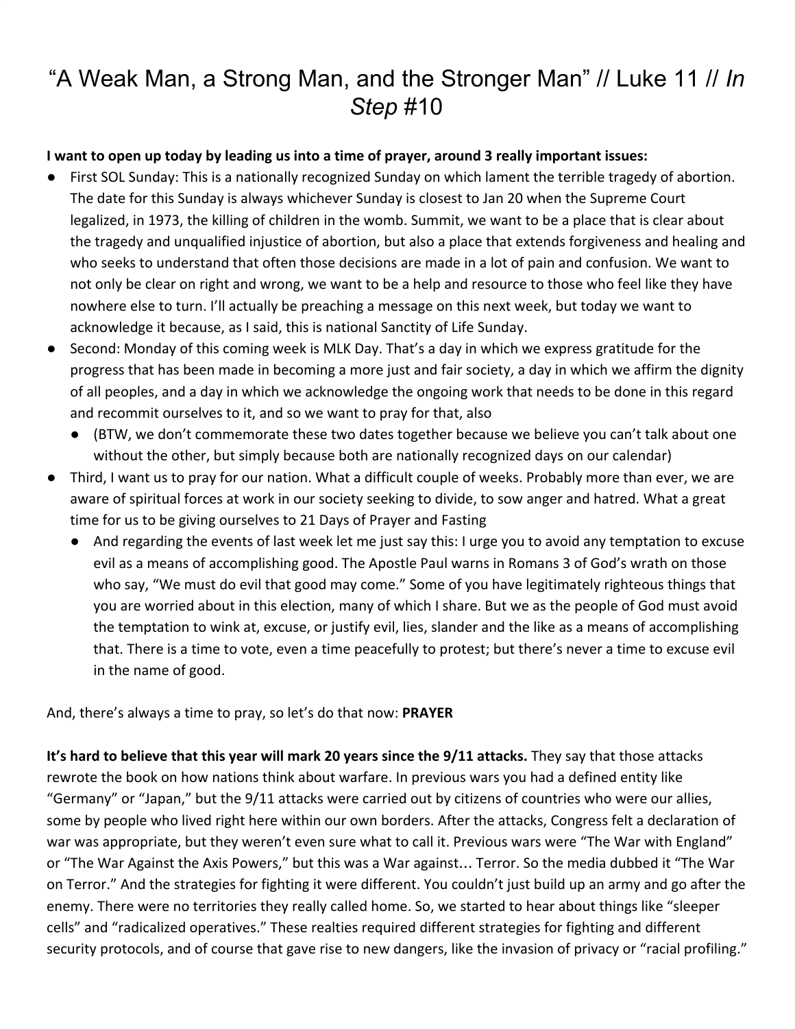# "A Weak Man, a Strong Man, and the Stronger Man" // Luke 11 // *In Step* #10

**I want to open up today by leading us into a time of prayer, around 3 really important issues:**

- First SOL Sunday: This is a nationally recognized Sunday on which lament the terrible tragedy of abortion. The date for this Sunday is always whichever Sunday is closest to Jan 20 when the Supreme Court legalized, in 1973, the killing of children in the womb. Summit, we want to be a place that is clear about the tragedy and unqualified injustice of abortion, but also a place that extends forgiveness and healing and who seeks to understand that often those decisions are made in a lot of pain and confusion. We want to not only be clear on right and wrong, we want to be a help and resource to those who feel like they have nowhere else to turn. I'll actually be preaching a message on this next week, but today we want to acknowledge it because, as I said, this is national Sanctity of Life Sunday.
- Second: Monday of this coming week is MLK Day. That's a day in which we express gratitude for the progress that has been made in becoming a more just and fair society, a day in which we affirm the dignity of all peoples, and a day in which we acknowledge the ongoing work that needs to be done in this regard and recommit ourselves to it, and so we want to pray for that, also
  - (BTW, we don't commemorate these two dates together because we believe you can't talk about one without the other, but simply because both are nationally recognized days on our calendar)
- Third, I want us to pray for our nation. What a difficult couple of weeks. Probably more than ever, we are aware of spiritual forces at work in our society seeking to divide, to sow anger and hatred. What a great time for us to be giving ourselves to 21 Days of Prayer and Fasting
  - And regarding the events of last week let me just say this: I urge you to avoid any temptation to excuse evil as a means of accomplishing good. The Apostle Paul warns in Romans 3 of God's wrath on those who say, "We must do evil that good may come." Some of you have legitimately righteous things that you are worried about in this election, many of which I share. But we as the people of God must avoid the temptation to wink at, excuse, or justify evil, lies, slander and the like as a means of accomplishing that. There is a time to vote, even a time peacefully to protest; but there's never a time to excuse evil in the name of good.

And, there's always a time to pray, so let's do that now: **PRAYER**

**It's hard to believe that this year will mark 20 years since the 9/11 attacks.** They say that those attacks rewrote the book on how nations think about warfare. In previous wars you had a defined entity like "Germany" or "Japan," but the 9/11 attacks were carried out by citizens of countries who were our allies, some by people who lived right here within our own borders. After the attacks, Congress felt a declaration of war was appropriate, but they weren't even sure what to call it. Previous wars were "The War with England" or "The War Against the Axis Powers," but this was a War against... Terror. So the media dubbed it "The War on Terror." And the strategies for fighting it were different. You couldn't just build up an army and go after the enemy. There were no territories they really called home. So, we started to hear about things like "sleeper cells" and "radicalized operatives." These realties required different strategies for fighting and different security protocols, and of course that gave rise to new dangers, like the invasion of privacy or "racial profiling."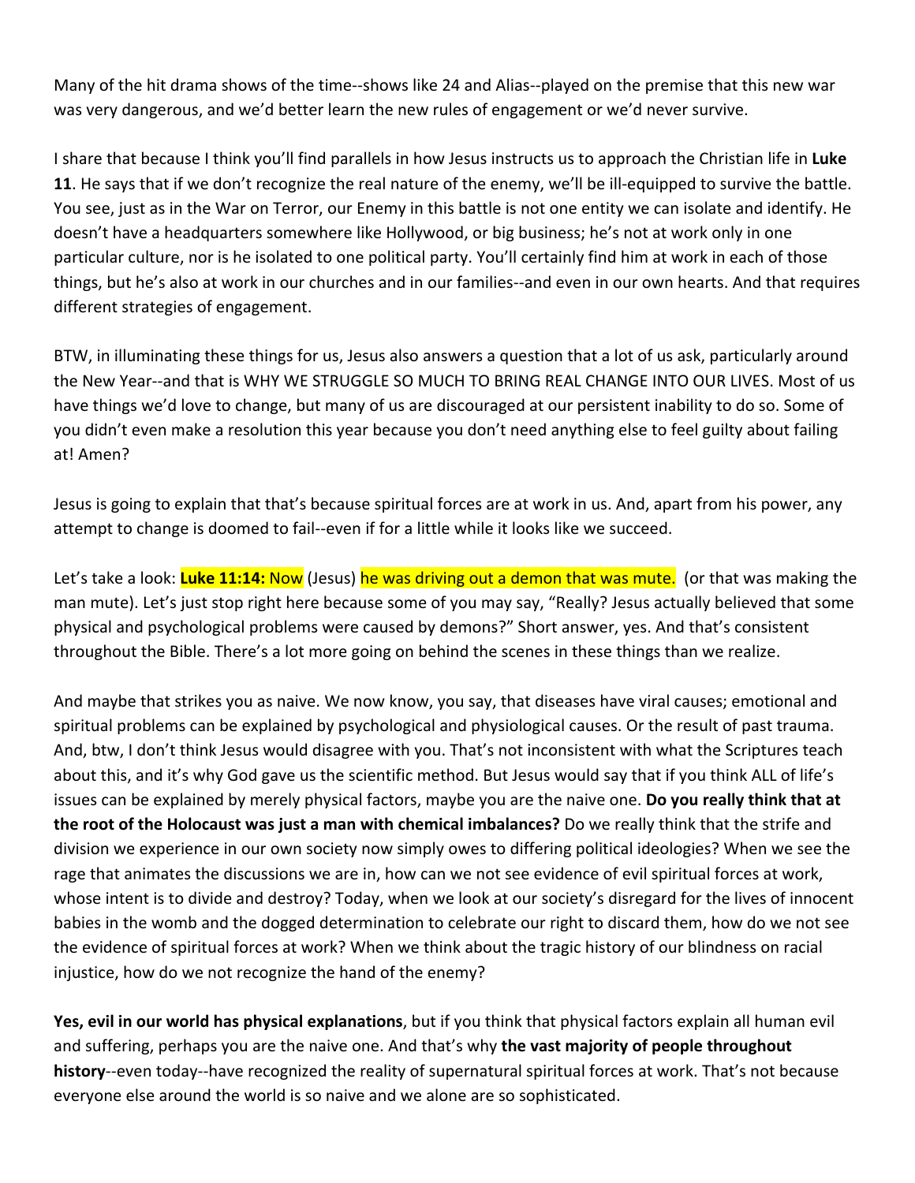Many of the hit drama shows of the time--shows like 24 and Alias--played on the premise that this new war was very dangerous, and we'd better learn the new rules of engagement or we'd never survive.

I share that because I think you'll find parallels in how Jesus instructs us to approach the Christian life in **Luke 11**. He says that if we don't recognize the real nature of the enemy, we'll be ill-equipped to survive the battle. You see, just as in the War on Terror, our Enemy in this battle is not one entity we can isolate and identify. He doesn't have a headquarters somewhere like Hollywood, or big business; he's not at work only in one particular culture, nor is he isolated to one political party. You'll certainly find him at work in each of those things, but he's also at work in our churches and in our families--and even in our own hearts. And that requires different strategies of engagement.

BTW, in illuminating these things for us, Jesus also answers a question that a lot of us ask, particularly around the New Year--and that is WHY WE STRUGGLE SO MUCH TO BRING REAL CHANGE INTO OUR LIVES. Most of us have things we'd love to change, but many of us are discouraged at our persistent inability to do so. Some of you didn't even make a resolution this year because you don't need anything else to feel guilty about failing at! Amen?

Jesus is going to explain that that's because spiritual forces are at work in us. And, apart from his power, any attempt to change is doomed to fail--even if for a little while it looks like we succeed.

Let's take a look: **Luke 11:14:** Now (Jesus) he was driving out a demon that was mute. (or that was making the man mute). Let's just stop right here because some of you may say, "Really? Jesus actually believed that some physical and psychological problems were caused by demons?" Short answer, yes. And that's consistent throughout the Bible. There's a lot more going on behind the scenes in these things than we realize.

And maybe that strikes you as naive. We now know, you say, that diseases have viral causes; emotional and spiritual problems can be explained by psychological and physiological causes. Or the result of past trauma. And, btw, I don't think Jesus would disagree with you. That's not inconsistent with what the Scriptures teach about this, and it's why God gave us the scientific method. But Jesus would say that if you think ALL of life's issues can be explained by merely physical factors, maybe you are the naive one. **Do you really think that at the root of the Holocaust was just a man with chemical imbalances?** Do we really think that the strife and division we experience in our own society now simply owes to differing political ideologies? When we see the rage that animates the discussions we are in, how can we not see evidence of evil spiritual forces at work, whose intent is to divide and destroy? Today, when we look at our society's disregard for the lives of innocent babies in the womb and the dogged determination to celebrate our right to discard them, how do we not see the evidence of spiritual forces at work? When we think about the tragic history of our blindness on racial injustice, how do we not recognize the hand of the enemy?

**Yes, evil in our world has physical explanations**, but if you think that physical factors explain all human evil and suffering, perhaps you are the naive one. And that's why **the vast majority of people throughout history**--even today--have recognized the reality of supernatural spiritual forces at work. That's not because everyone else around the world is so naive and we alone are so sophisticated.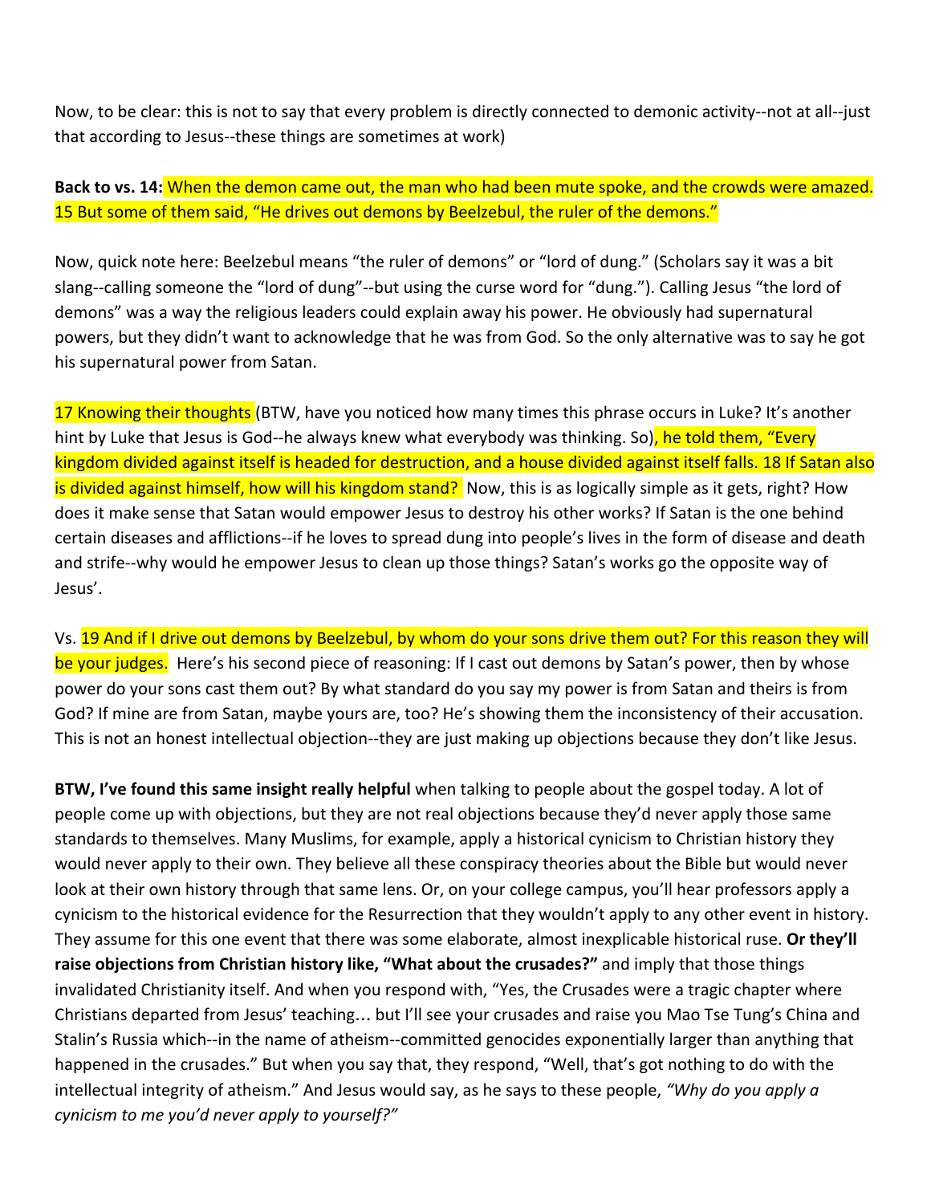Now, to be clear: this is not to say that every problem is directly connected to demonic activity--not at all--just that according to Jesus--these things are sometimes at work)

**Back to vs. 14:** When the demon came out, the man who had been mute spoke, and the crowds were amazed. 15 But some of them said, "He drives out demons by Beelzebul, the ruler of the demons."

Now, quick note here: Beelzebul means "the ruler of demons" or "lord of dung." (Scholars say it was a bit slang--calling someone the "lord of dung"--but using the curse word for "dung."). Calling Jesus "the lord of demons" was a way the religious leaders could explain away his power. He obviously had supernatural powers, but they didn't want to acknowledge that he was from God. So the only alternative was to say he got his supernatural power from Satan.

17 Knowing their thoughts (BTW, have you noticed how many times this phrase occurs in Luke? It's another hint by Luke that Jesus is God--he always knew what everybody was thinking. So), he told them, "Every kingdom divided against itself is headed for destruction, and a house divided against itself falls. 18 If Satan also is divided against himself, how will his kingdom stand? Now, this is as logically simple as it gets, right? How does it make sense that Satan would empower Jesus to destroy his other works? If Satan is the one behind certain diseases and afflictions--if he loves to spread dung into people's lives in the form of disease and death and strife--why would he empower Jesus to clean up those things? Satan's works go the opposite way of Jesus'.

Vs. 19 And if I drive out demons by Beelzebul, by whom do your sons drive them out? For this reason they will be your judges. Here's his second piece of reasoning: If I cast out demons by Satan's power, then by whose power do your sons cast them out? By what standard do you say my power is from Satan and theirs is from God? If mine are from Satan, maybe yours are, too? He's showing them the inconsistency of their accusation. This is not an honest intellectual objection--they are just making up objections because they don't like Jesus.

**BTW, I've found this same insight really helpful** when talking to people about the gospel today. A lot of people come up with objections, but they are not real objections because they'd never apply those same standards to themselves. Many Muslims, for example, apply a historical cynicism to Christian history they would never apply to their own. They believe all these conspiracy theories about the Bible but would never look at their own history through that same lens. Or, on your college campus, you'll hear professors apply a cynicism to the historical evidence for the Resurrection that they wouldn't apply to any other event in history. They assume for this one event that there was some elaborate, almost inexplicable historical ruse. **Or they'll raise objections from Christian history like, "What about the crusades?"** and imply that those things invalidated Christianity itself. And when you respond with, "Yes, the Crusades were a tragic chapter where Christians departed from Jesus' teaching… but I'll see your crusades and raise you Mao Tse Tung's China and Stalin's Russia which--in the name of atheism--committed genocides exponentially larger than anything that happened in the crusades." But when you say that, they respond, "Well, that's got nothing to do with the intellectual integrity of atheism." And Jesus would say, as he says to these people, *"Why do you apply a cynicism to me you'd never apply to yourself?"*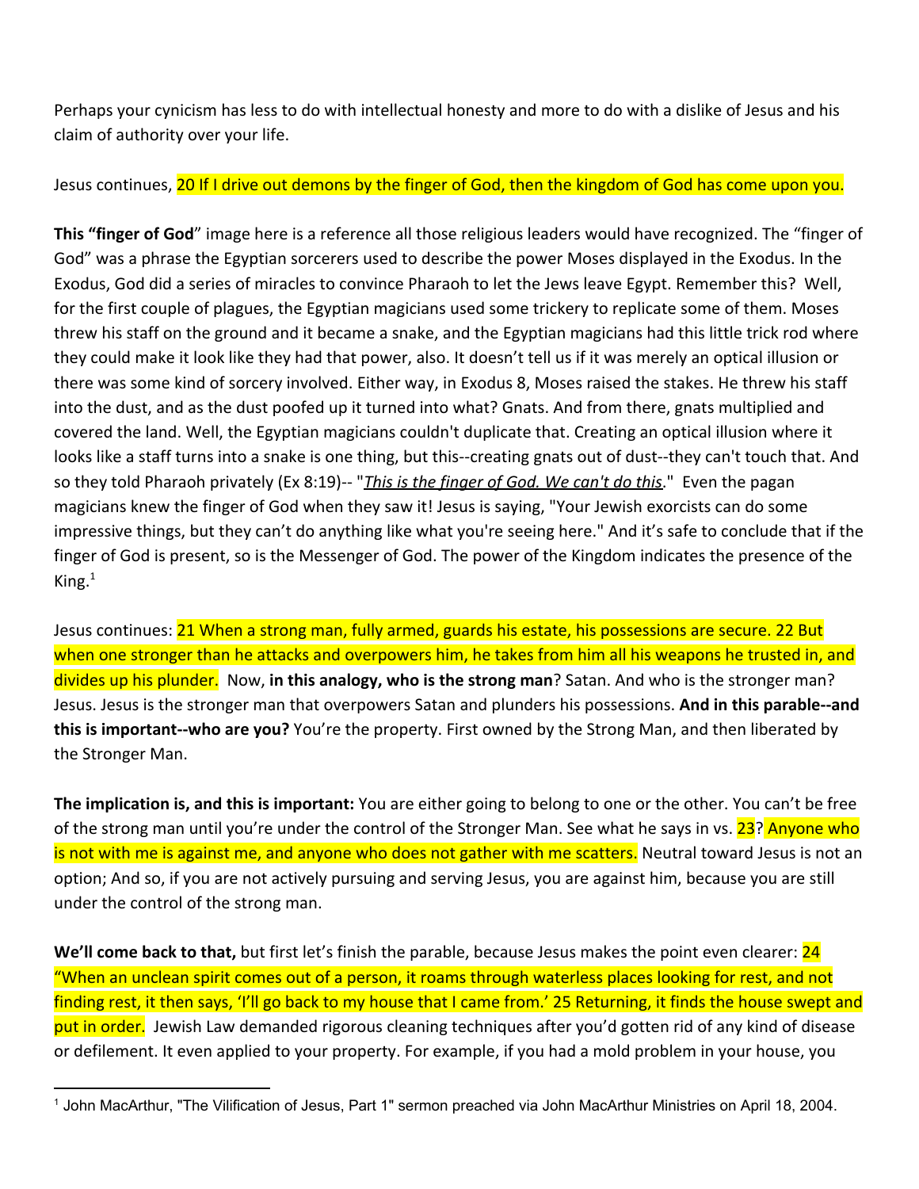Perhaps your cynicism has less to do with intellectual honesty and more to do with a dislike of Jesus and his claim of authority over your life.

Jesus continues, 20 If I drive out demons by the finger of God, then the kingdom of God has come upon you.

**This "finger of God**" image here is a reference all those religious leaders would have recognized. The "finger of God" was a phrase the Egyptian sorcerers used to describe the power Moses displayed in the Exodus. In the Exodus, God did a series of miracles to convince Pharaoh to let the Jews leave Egypt. Remember this? Well, for the first couple of plagues, the Egyptian magicians used some trickery to replicate some of them. Moses threw his staff on the ground and it became a snake, and the Egyptian magicians had this little trick rod where they could make it look like they had that power, also. It doesn't tell us if it was merely an optical illusion or there was some kind of sorcery involved. Either way, in Exodus 8, Moses raised the stakes. He threw his staff into the dust, and as the dust poofed up it turned into what? Gnats. And from there, gnats multiplied and covered the land. Well, the Egyptian magicians couldn't duplicate that. Creating an optical illusion where it looks like a staff turns into a snake is one thing, but this--creating gnats out of dust--they can't touch that. And so they told Pharaoh privately (Ex 8:19)-- "*This is the finger of God. We can't do this*." Even the pagan magicians knew the finger of God when they saw it! Jesus is saying, "Your Jewish exorcists can do some impressive things, but they can't do anything like what you're seeing here." And it's safe to conclude that if the finger of God is present, so is the Messenger of God. The power of the Kingdom indicates the presence of the King.[1]

Jesus continues: 21 When a strong man, fully armed, guards his estate, his possessions are secure. 22 But when one stronger than he attacks and overpowers him, he takes from him all his weapons he trusted in, and divides up his plunder. Now, **in this analogy, who is the strong man**? Satan. And who is the stronger man? Jesus. Jesus is the stronger man that overpowers Satan and plunders his possessions. **And in this parable--and this is important--who are you?** You're the property. First owned by the Strong Man, and then liberated by the Stronger Man.

**The implication is, and this is important:** You are either going to belong to one or the other. You can't be free of the strong man until you're under the control of the Stronger Man. See what he says in vs. 23? Anyone who is not with me is against me, and anyone who does not gather with me scatters. Neutral toward Jesus is not an option; And so, if you are not actively pursuing and serving Jesus, you are against him, because you are still under the control of the strong man.

**We'll come back to that,** but first let's finish the parable, because Jesus makes the point even clearer: 24 "When an unclean spirit comes out of a person, it roams through waterless places looking for rest, and not finding rest, it then says, 'I'll go back to my house that I came from.' 25 Returning, it finds the house swept and put in order. Jewish Law demanded rigorous cleaning techniques after you'd gotten rid of any kind of disease or defilement. It even applied to your property. For example, if you had a mold problem in your house, you

---

[1] John MacArthur, "The Vilification of Jesus, Part 1" sermon preached via John MacArthur Ministries on April 18, 2004.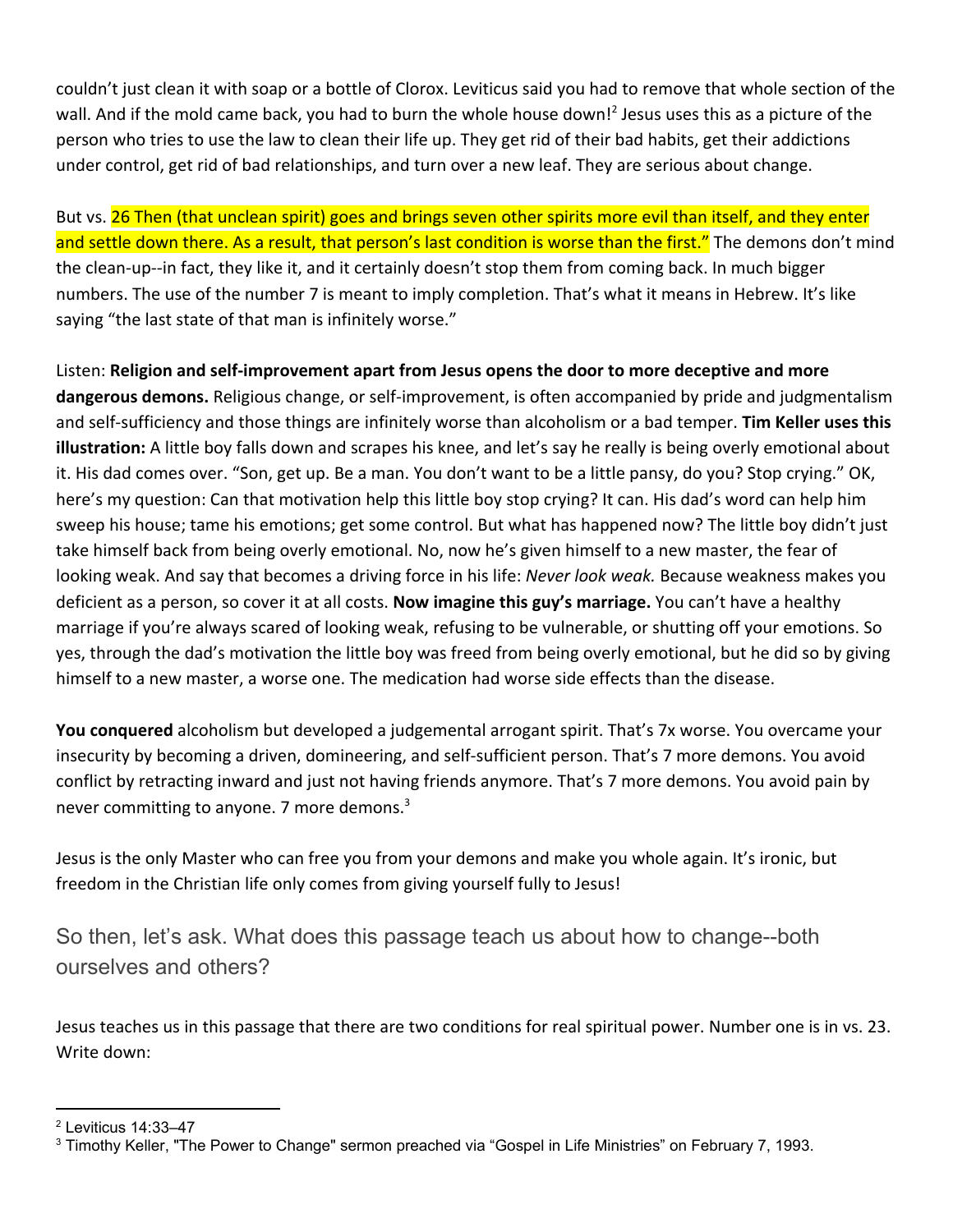couldn't just clean it with soap or a bottle of Clorox. Leviticus said you had to remove that whole section of the wall. And if the mold came back, you had to burn the whole house down![2] Jesus uses this as a picture of the person who tries to use the law to clean their life up. They get rid of their bad habits, get their addictions under control, get rid of bad relationships, and turn over a new leaf. They are serious about change.

But vs. 26 Then (that unclean spirit) goes and brings seven other spirits more evil than itself, and they enter and settle down there. As a result, that person's last condition is worse than the first." The demons don't mind the clean-up--in fact, they like it, and it certainly doesn't stop them from coming back. In much bigger numbers. The use of the number 7 is meant to imply completion. That's what it means in Hebrew. It's like saying "the last state of that man is infinitely worse."

Listen: **Religion and self-improvement apart from Jesus opens the door to more deceptive and more dangerous demons.** Religious change, or self-improvement, is often accompanied by pride and judgmentalism and self-sufficiency and those things are infinitely worse than alcoholism or a bad temper. **Tim Keller uses this illustration:** A little boy falls down and scrapes his knee, and let's say he really is being overly emotional about it. His dad comes over. "Son, get up. Be a man. You don't want to be a little pansy, do you? Stop crying." OK, here's my question: Can that motivation help this little boy stop crying? It can. His dad's word can help him sweep his house; tame his emotions; get some control. But what has happened now? The little boy didn't just take himself back from being overly emotional. No, now he's given himself to a new master, the fear of looking weak. And say that becomes a driving force in his life: *Never look weak.* Because weakness makes you deficient as a person, so cover it at all costs. **Now imagine this guy's marriage.** You can't have a healthy marriage if you're always scared of looking weak, refusing to be vulnerable, or shutting off your emotions. So yes, through the dad's motivation the little boy was freed from being overly emotional, but he did so by giving himself to a new master, a worse one. The medication had worse side effects than the disease.

**You conquered** alcoholism but developed a judgemental arrogant spirit. That's 7x worse. You overcame your insecurity by becoming a driven, domineering, and self-sufficient person. That's 7 more demons. You avoid conflict by retracting inward and just not having friends anymore. That's 7 more demons. You avoid pain by never committing to anyone. 7 more demons.[3]

Jesus is the only Master who can free you from your demons and make you whole again. It's ironic, but freedom in the Christian life only comes from giving yourself fully to Jesus!

## So then, let's ask. What does this passage teach us about how to change--both ourselves and others?

Jesus teaches us in this passage that there are two conditions for real spiritual power. Number one is in vs. 23. Write down:

---

[2] Leviticus 14:33–47

[3] Timothy Keller, "The Power to Change" sermon preached via "Gospel in Life Ministries" on February 7, 1993.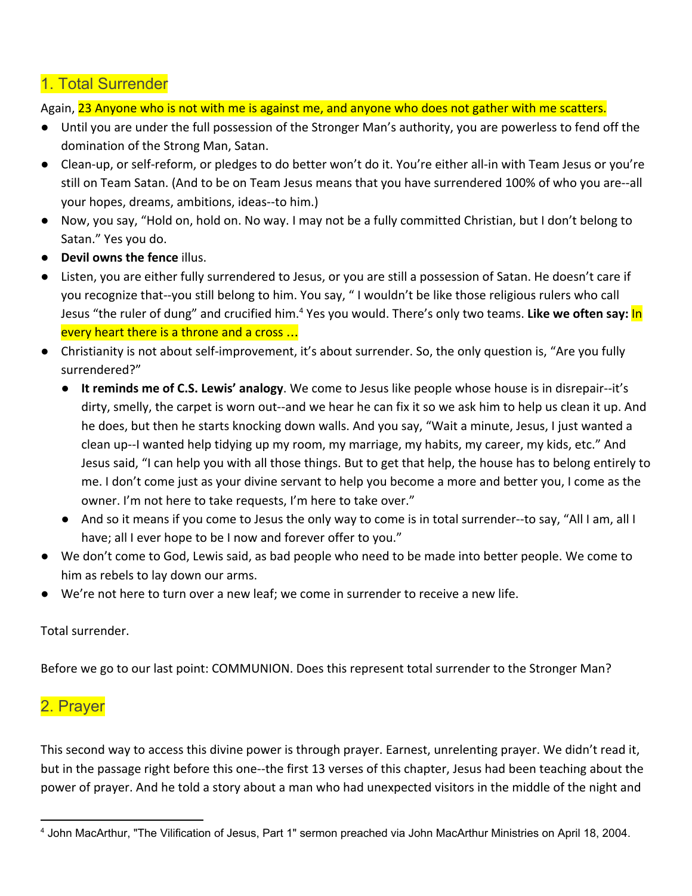## 1. Total Surrender

Again, 23 Anyone who is not with me is against me, and anyone who does not gather with me scatters.

- Until you are under the full possession of the Stronger Man's authority, you are powerless to fend off the domination of the Strong Man, Satan.
- Clean-up, or self-reform, or pledges to do better won't do it. You're either all-in with Team Jesus or you're still on Team Satan. (And to be on Team Jesus means that you have surrendered 100% of who you are--all your hopes, dreams, ambitions, ideas--to him.)
- Now, you say, "Hold on, hold on. No way. I may not be a fully committed Christian, but I don't belong to Satan." Yes you do.
- **Devil owns the fence** illus.
- Listen, you are either fully surrendered to Jesus, or you are still a possession of Satan. He doesn't care if you recognize that--you still belong to him. You say, " I wouldn't be like those religious rulers who call Jesus "the ruler of dung" and crucified him.[4] Yes you would. There's only two teams. **Like we often say:** In every heart there is a throne and a cross ...
- Christianity is not about self-improvement, it's about surrender. So, the only question is, "Are you fully surrendered?"
  - **It reminds me of C.S. Lewis' analogy**. We come to Jesus like people whose house is in disrepair--it's dirty, smelly, the carpet is worn out--and we hear he can fix it so we ask him to help us clean it up. And he does, but then he starts knocking down walls. And you say, "Wait a minute, Jesus, I just wanted a clean up--I wanted help tidying up my room, my marriage, my habits, my career, my kids, etc." And Jesus said, "I can help you with all those things. But to get that help, the house has to belong entirely to me. I don't come just as your divine servant to help you become a more and better you, I come as the owner. I'm not here to take requests, I'm here to take over."
  - And so it means if you come to Jesus the only way to come is in total surrender--to say, "All I am, all I have; all I ever hope to be I now and forever offer to you."
- We don't come to God, Lewis said, as bad people who need to be made into better people. We come to him as rebels to lay down our arms.
- We're not here to turn over a new leaf; we come in surrender to receive a new life.

Total surrender.

Before we go to our last point: COMMUNION. Does this represent total surrender to the Stronger Man?

## 2. Prayer

This second way to access this divine power is through prayer. Earnest, unrelenting prayer. We didn't read it, but in the passage right before this one--the first 13 verses of this chapter, Jesus had been teaching about the power of prayer. And he told a story about a man who had unexpected visitors in the middle of the night and

---

[4] John MacArthur, "The Vilification of Jesus, Part 1" sermon preached via John MacArthur Ministries on April 18, 2004.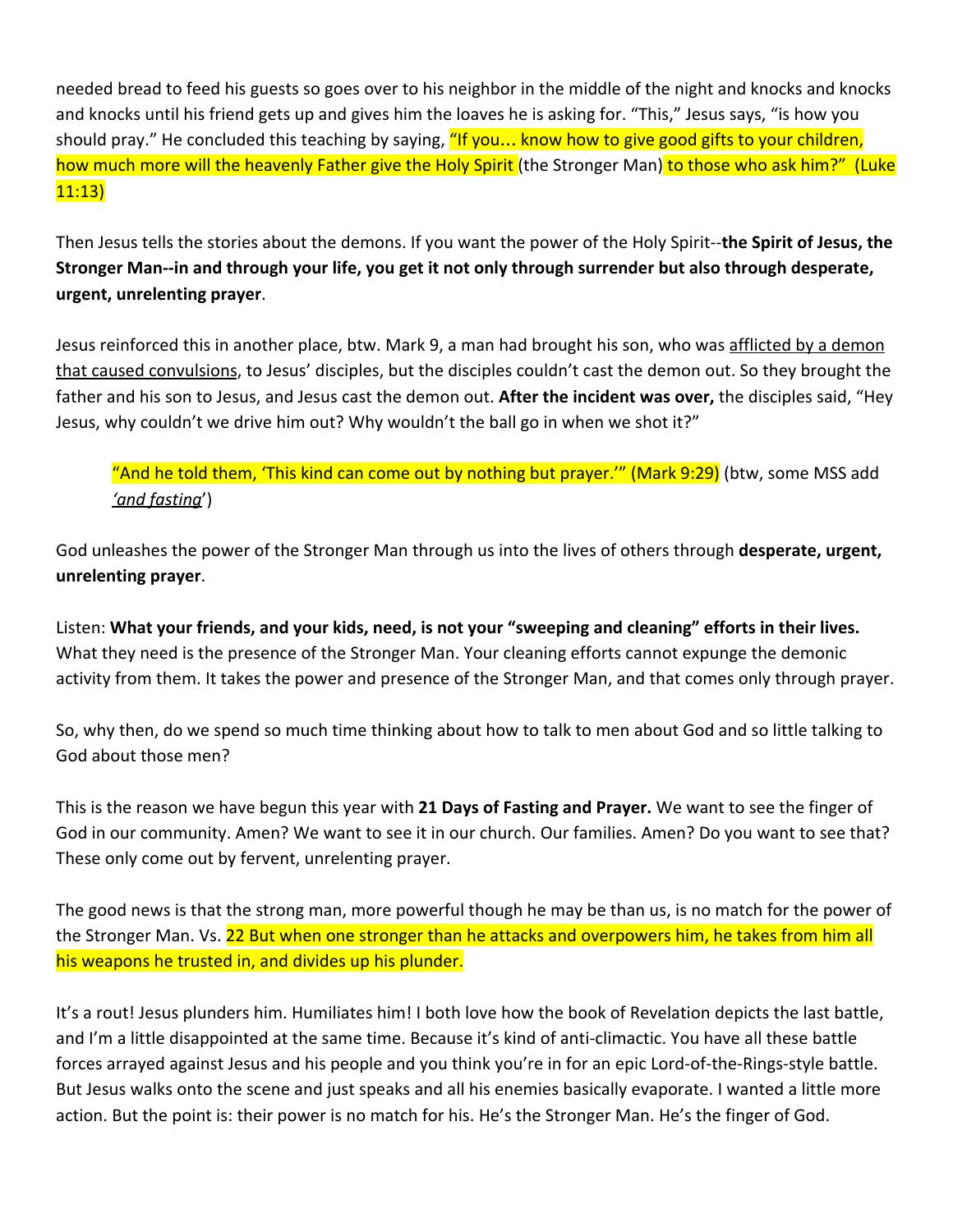needed bread to feed his guests so goes over to his neighbor in the middle of the night and knocks and knocks and knocks until his friend gets up and gives him the loaves he is asking for. "This," Jesus says, "is how you should pray." He concluded this teaching by saying, "If you… know how to give good gifts to your children, how much more will the heavenly Father give the Holy Spirit (the Stronger Man) to those who ask him?" (Luke 11:13)

Then Jesus tells the stories about the demons. If you want the power of the Holy Spirit--**the Spirit of Jesus, the Stronger Man--in and through your life, you get it not only through surrender but also through desperate, urgent, unrelenting prayer**.

Jesus reinforced this in another place, btw. Mark 9, a man had brought his son, who was afflicted by a demon that caused convulsions, to Jesus' disciples, but the disciples couldn't cast the demon out. So they brought the father and his son to Jesus, and Jesus cast the demon out. **After the incident was over,** the disciples said, "Hey Jesus, why couldn't we drive him out? Why wouldn't the ball go in when we shot it?"

> "And he told them, 'This kind can come out by nothing but prayer.'" (Mark 9:29) (btw, some MSS add *'and fasting'*)

God unleashes the power of the Stronger Man through us into the lives of others through **desperate, urgent, unrelenting prayer**.

Listen: **What your friends, and your kids, need, is not your "sweeping and cleaning" efforts in their lives.** What they need is the presence of the Stronger Man. Your cleaning efforts cannot expunge the demonic activity from them. It takes the power and presence of the Stronger Man, and that comes only through prayer.

So, why then, do we spend so much time thinking about how to talk to men about God and so little talking to God about those men?

This is the reason we have begun this year with **21 Days of Fasting and Prayer.** We want to see the finger of God in our community. Amen? We want to see it in our church. Our families. Amen? Do you want to see that? These only come out by fervent, unrelenting prayer.

The good news is that the strong man, more powerful though he may be than us, is no match for the power of the Stronger Man. Vs. 22 But when one stronger than he attacks and overpowers him, he takes from him all his weapons he trusted in, and divides up his plunder.

It's a rout! Jesus plunders him. Humiliates him! I both love how the book of Revelation depicts the last battle, and I'm a little disappointed at the same time. Because it's kind of anti-climactic. You have all these battle forces arrayed against Jesus and his people and you think you're in for an epic Lord-of-the-Rings-style battle. But Jesus walks onto the scene and just speaks and all his enemies basically evaporate. I wanted a little more action. But the point is: their power is no match for his. He's the Stronger Man. He's the finger of God.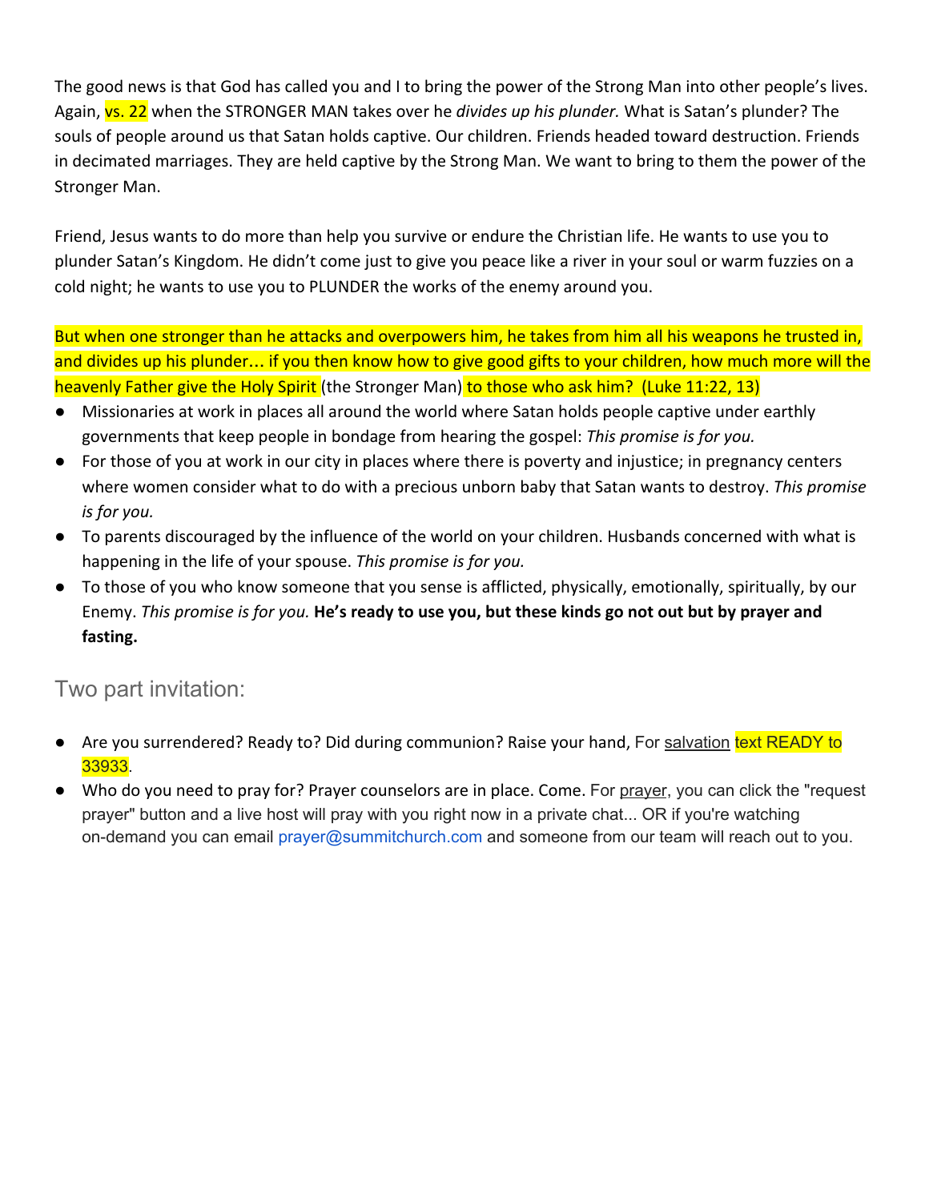The good news is that God has called you and I to bring the power of the Strong Man into other people's lives. Again, vs. 22 when the STRONGER MAN takes over he *divides up his plunder.* What is Satan's plunder? The souls of people around us that Satan holds captive. Our children. Friends headed toward destruction. Friends in decimated marriages. They are held captive by the Strong Man. We want to bring to them the power of the Stronger Man.

Friend, Jesus wants to do more than help you survive or endure the Christian life. He wants to use you to plunder Satan's Kingdom. He didn't come just to give you peace like a river in your soul or warm fuzzies on a cold night; he wants to use you to PLUNDER the works of the enemy around you.

But when one stronger than he attacks and overpowers him, he takes from him all his weapons he trusted in, and divides up his plunder… if you then know how to give good gifts to your children, how much more will the heavenly Father give the Holy Spirit (the Stronger Man) to those who ask him? (Luke 11:22, 13)

- Missionaries at work in places all around the world where Satan holds people captive under earthly governments that keep people in bondage from hearing the gospel: *This promise is for you.*
- For those of you at work in our city in places where there is poverty and injustice; in pregnancy centers where women consider what to do with a precious unborn baby that Satan wants to destroy. *This promise is for you.*
- To parents discouraged by the influence of the world on your children. Husbands concerned with what is happening in the life of your spouse. *This promise is for you.*
- To those of you who know someone that you sense is afflicted, physically, emotionally, spiritually, by our Enemy. *This promise is for you.* **He's ready to use you, but these kinds go not out but by prayer and fasting.**

## Two part invitation:

- Are you surrendered? Ready to? Did during communion? Raise your hand, For salvation text READY to 33933.
- Who do you need to pray for? Prayer counselors are in place. Come. For prayer, you can click the "request prayer" button and a live host will pray with you right now in a private chat... OR if you're watching on-demand you can email prayer@summitchurch.com and someone from our team will reach out to you.